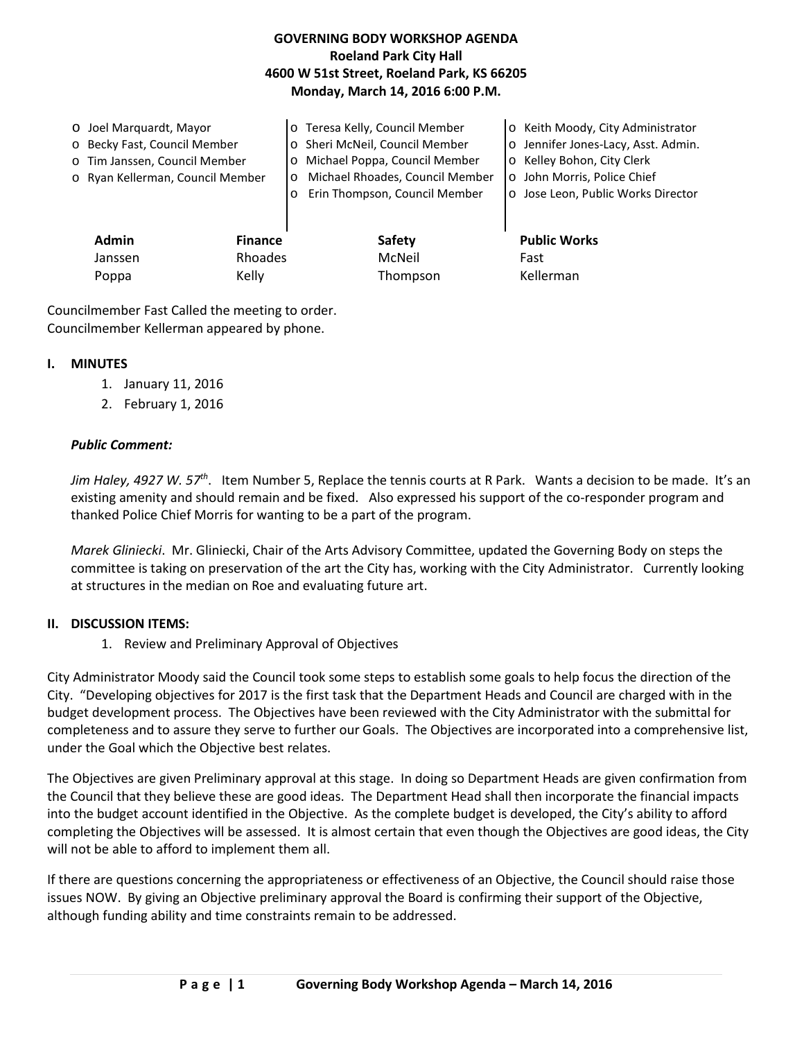**GOVERNING BODY WORKSHOP AGENDA**
**Roeland Park City Hall**
**4600 W 51st Street, Roeland Park, KS 66205**
**Monday, March 14, 2016 6:00 P.M.**

- o Joel Marquardt, Mayor
- o Becky Fast, Council Member
- o Tim Janssen, Council Member
- o Ryan Kellerman, Council Member
- o Teresa Kelly, Council Member
- o Sheri McNeil, Council Member
- o Michael Poppa, Council Member
- o Michael Rhoades, Council Member
- o Erin Thompson, Council Member
- o Keith Moody, City Administrator
- o Jennifer Jones-Lacy, Asst. Admin.
- o Kelley Bohon, City Clerk
- o John Morris, Police Chief
- o Jose Leon, Public Works Director

| Admin | Finance | Safety | Public Works |
|---|---|---|---|
| Janssen | Rhoades | McNeil | Fast |
| Poppa | Kelly | Thompson | Kellerman |

Councilmember Fast Called the meeting to order.
Councilmember Kellerman appeared by phone.

## I. MINUTES

1. January 11, 2016
2. February 1, 2016

***Public Comment:***

*Jim Haley, 4927 W. 57th*. Item Number 5, Replace the tennis courts at R Park. Wants a decision to be made. It's an existing amenity and should remain and be fixed. Also expressed his support of the co-responder program and thanked Police Chief Morris for wanting to be a part of the program.

*Marek Gliniecki*. Mr. Gliniecki, Chair of the Arts Advisory Committee, updated the Governing Body on steps the committee is taking on preservation of the art the City has, working with the City Administrator. Currently looking at structures in the median on Roe and evaluating future art.

## II. DISCUSSION ITEMS:

1. Review and Preliminary Approval of Objectives

City Administrator Moody said the Council took some steps to establish some goals to help focus the direction of the City. "Developing objectives for 2017 is the first task that the Department Heads and Council are charged with in the budget development process. The Objectives have been reviewed with the City Administrator with the submittal for completeness and to assure they serve to further our Goals. The Objectives are incorporated into a comprehensive list, under the Goal which the Objective best relates.

The Objectives are given Preliminary approval at this stage. In doing so Department Heads are given confirmation from the Council that they believe these are good ideas. The Department Head shall then incorporate the financial impacts into the budget account identified in the Objective. As the complete budget is developed, the City's ability to afford completing the Objectives will be assessed. It is almost certain that even though the Objectives are good ideas, the City will not be able to afford to implement them all.

If there are questions concerning the appropriateness or effectiveness of an Objective, the Council should raise those issues NOW. By giving an Objective preliminary approval the Board is confirming their support of the Objective, although funding ability and time constraints remain to be addressed.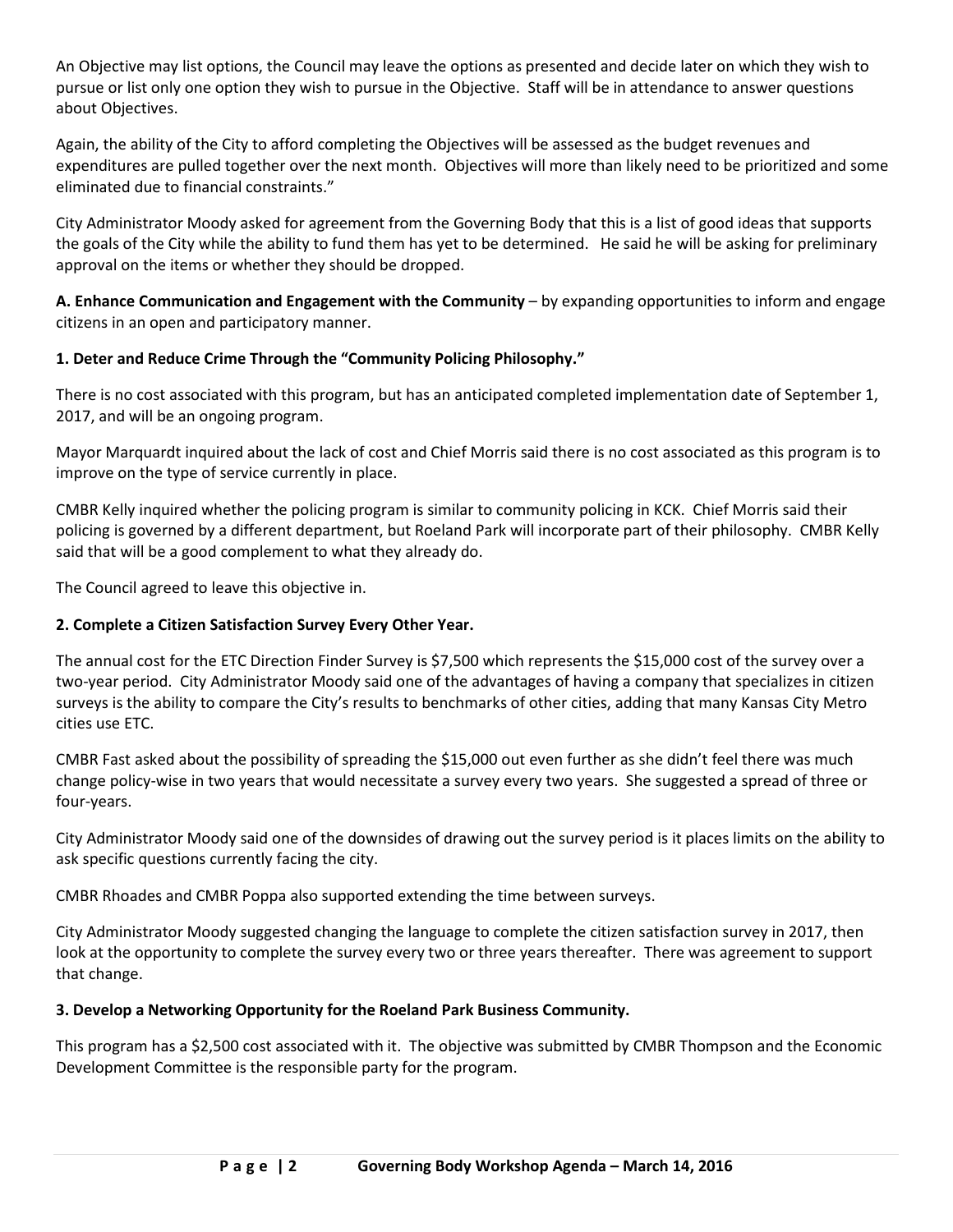An Objective may list options, the Council may leave the options as presented and decide later on which they wish to pursue or list only one option they wish to pursue in the Objective. Staff will be in attendance to answer questions about Objectives.

Again, the ability of the City to afford completing the Objectives will be assessed as the budget revenues and expenditures are pulled together over the next month. Objectives will more than likely need to be prioritized and some eliminated due to financial constraints."

City Administrator Moody asked for agreement from the Governing Body that this is a list of good ideas that supports the goals of the City while the ability to fund them has yet to be determined. He said he will be asking for preliminary approval on the items or whether they should be dropped.

**A. Enhance Communication and Engagement with the Community** – by expanding opportunities to inform and engage citizens in an open and participatory manner.

**1. Deter and Reduce Crime Through the "Community Policing Philosophy."**

There is no cost associated with this program, but has an anticipated completed implementation date of September 1, 2017, and will be an ongoing program.

Mayor Marquardt inquired about the lack of cost and Chief Morris said there is no cost associated as this program is to improve on the type of service currently in place.

CMBR Kelly inquired whether the policing program is similar to community policing in KCK. Chief Morris said their policing is governed by a different department, but Roeland Park will incorporate part of their philosophy. CMBR Kelly said that will be a good complement to what they already do.

The Council agreed to leave this objective in.

**2. Complete a Citizen Satisfaction Survey Every Other Year.**

The annual cost for the ETC Direction Finder Survey is $7,500 which represents the $15,000 cost of the survey over a two-year period. City Administrator Moody said one of the advantages of having a company that specializes in citizen surveys is the ability to compare the City's results to benchmarks of other cities, adding that many Kansas City Metro cities use ETC.

CMBR Fast asked about the possibility of spreading the $15,000 out even further as she didn't feel there was much change policy-wise in two years that would necessitate a survey every two years. She suggested a spread of three or four-years.

City Administrator Moody said one of the downsides of drawing out the survey period is it places limits on the ability to ask specific questions currently facing the city.

CMBR Rhoades and CMBR Poppa also supported extending the time between surveys.

City Administrator Moody suggested changing the language to complete the citizen satisfaction survey in 2017, then look at the opportunity to complete the survey every two or three years thereafter. There was agreement to support that change.

**3. Develop a Networking Opportunity for the Roeland Park Business Community.**

This program has a $2,500 cost associated with it. The objective was submitted by CMBR Thompson and the Economic Development Committee is the responsible party for the program.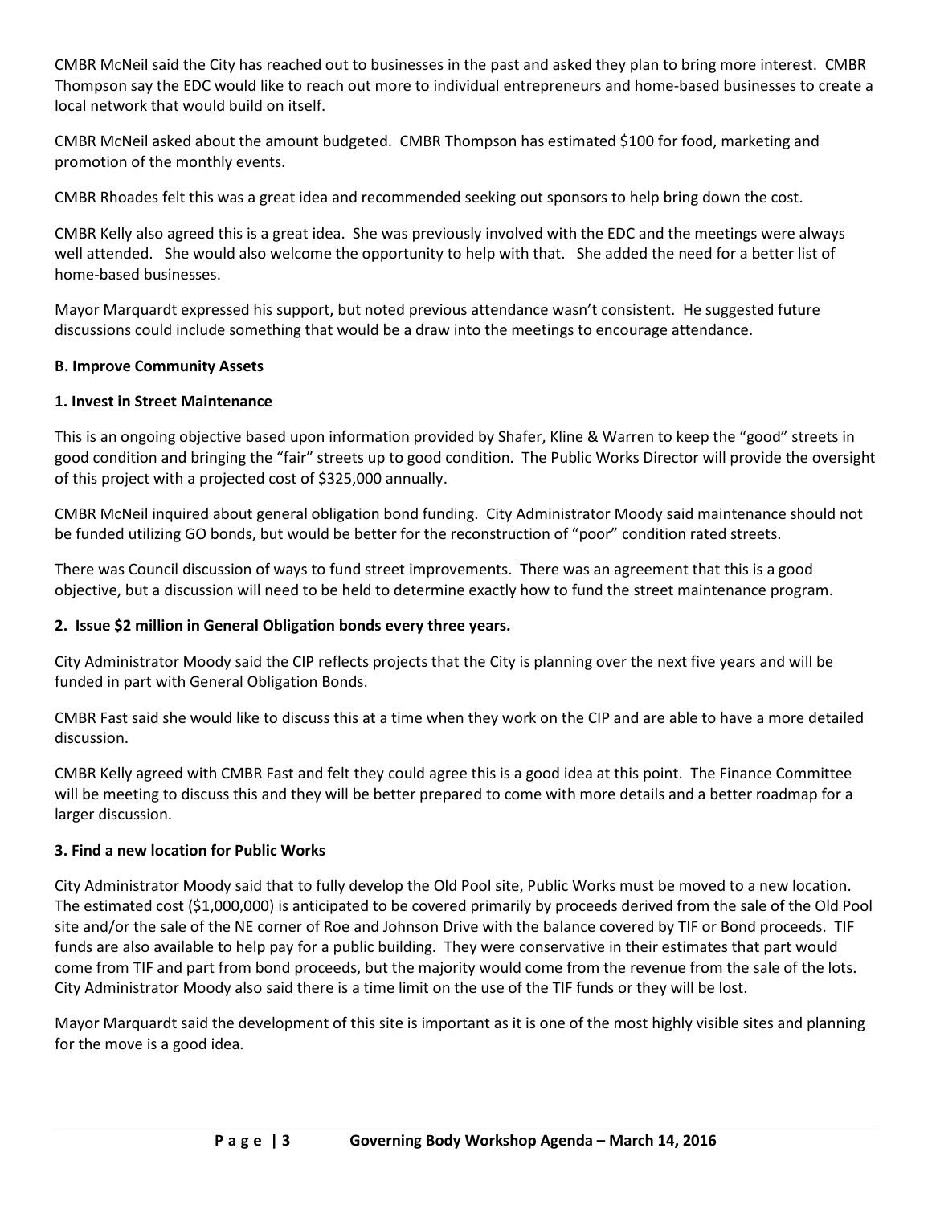CMBR McNeil said the City has reached out to businesses in the past and asked they plan to bring more interest. CMBR Thompson say the EDC would like to reach out more to individual entrepreneurs and home-based businesses to create a local network that would build on itself.

CMBR McNeil asked about the amount budgeted. CMBR Thompson has estimated $100 for food, marketing and promotion of the monthly events.

CMBR Rhoades felt this was a great idea and recommended seeking out sponsors to help bring down the cost.

CMBR Kelly also agreed this is a great idea. She was previously involved with the EDC and the meetings were always well attended. She would also welcome the opportunity to help with that. She added the need for a better list of home-based businesses.

Mayor Marquardt expressed his support, but noted previous attendance wasn't consistent. He suggested future discussions could include something that would be a draw into the meetings to encourage attendance.

**B. Improve Community Assets**

**1. Invest in Street Maintenance**

This is an ongoing objective based upon information provided by Shafer, Kline & Warren to keep the "good" streets in good condition and bringing the "fair" streets up to good condition. The Public Works Director will provide the oversight of this project with a projected cost of $325,000 annually.

CMBR McNeil inquired about general obligation bond funding. City Administrator Moody said maintenance should not be funded utilizing GO bonds, but would be better for the reconstruction of "poor" condition rated streets.

There was Council discussion of ways to fund street improvements. There was an agreement that this is a good objective, but a discussion will need to be held to determine exactly how to fund the street maintenance program.

**2. Issue $2 million in General Obligation bonds every three years.**

City Administrator Moody said the CIP reflects projects that the City is planning over the next five years and will be funded in part with General Obligation Bonds.

CMBR Fast said she would like to discuss this at a time when they work on the CIP and are able to have a more detailed discussion.

CMBR Kelly agreed with CMBR Fast and felt they could agree this is a good idea at this point. The Finance Committee will be meeting to discuss this and they will be better prepared to come with more details and a better roadmap for a larger discussion.

**3. Find a new location for Public Works**

City Administrator Moody said that to fully develop the Old Pool site, Public Works must be moved to a new location. The estimated cost ($1,000,000) is anticipated to be covered primarily by proceeds derived from the sale of the Old Pool site and/or the sale of the NE corner of Roe and Johnson Drive with the balance covered by TIF or Bond proceeds. TIF funds are also available to help pay for a public building. They were conservative in their estimates that part would come from TIF and part from bond proceeds, but the majority would come from the revenue from the sale of the lots. City Administrator Moody also said there is a time limit on the use of the TIF funds or they will be lost.

Mayor Marquardt said the development of this site is important as it is one of the most highly visible sites and planning for the move is a good idea.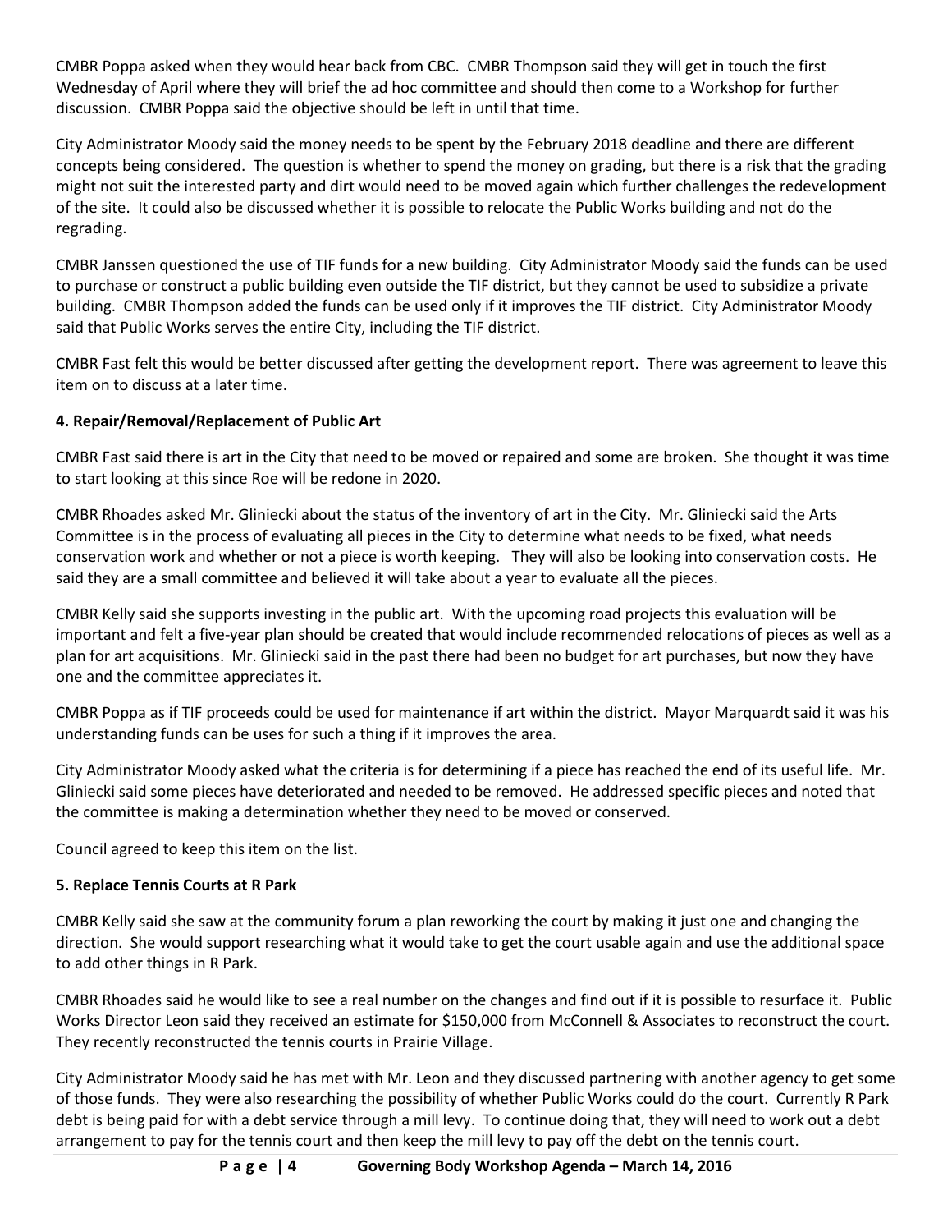CMBR Poppa asked when they would hear back from CBC. CMBR Thompson said they will get in touch the first Wednesday of April where they will brief the ad hoc committee and should then come to a Workshop for further discussion. CMBR Poppa said the objective should be left in until that time.

City Administrator Moody said the money needs to be spent by the February 2018 deadline and there are different concepts being considered. The question is whether to spend the money on grading, but there is a risk that the grading might not suit the interested party and dirt would need to be moved again which further challenges the redevelopment of the site. It could also be discussed whether it is possible to relocate the Public Works building and not do the regrading.

CMBR Janssen questioned the use of TIF funds for a new building. City Administrator Moody said the funds can be used to purchase or construct a public building even outside the TIF district, but they cannot be used to subsidize a private building. CMBR Thompson added the funds can be used only if it improves the TIF district. City Administrator Moody said that Public Works serves the entire City, including the TIF district.

CMBR Fast felt this would be better discussed after getting the development report. There was agreement to leave this item on to discuss at a later time.

**4. Repair/Removal/Replacement of Public Art**

CMBR Fast said there is art in the City that need to be moved or repaired and some are broken. She thought it was time to start looking at this since Roe will be redone in 2020.

CMBR Rhoades asked Mr. Gliniecki about the status of the inventory of art in the City. Mr. Gliniecki said the Arts Committee is in the process of evaluating all pieces in the City to determine what needs to be fixed, what needs conservation work and whether or not a piece is worth keeping. They will also be looking into conservation costs. He said they are a small committee and believed it will take about a year to evaluate all the pieces.

CMBR Kelly said she supports investing in the public art. With the upcoming road projects this evaluation will be important and felt a five-year plan should be created that would include recommended relocations of pieces as well as a plan for art acquisitions. Mr. Gliniecki said in the past there had been no budget for art purchases, but now they have one and the committee appreciates it.

CMBR Poppa as if TIF proceeds could be used for maintenance if art within the district. Mayor Marquardt said it was his understanding funds can be uses for such a thing if it improves the area.

City Administrator Moody asked what the criteria is for determining if a piece has reached the end of its useful life. Mr. Gliniecki said some pieces have deteriorated and needed to be removed. He addressed specific pieces and noted that the committee is making a determination whether they need to be moved or conserved.

Council agreed to keep this item on the list.

**5. Replace Tennis Courts at R Park**

CMBR Kelly said she saw at the community forum a plan reworking the court by making it just one and changing the direction. She would support researching what it would take to get the court usable again and use the additional space to add other things in R Park.

CMBR Rhoades said he would like to see a real number on the changes and find out if it is possible to resurface it. Public Works Director Leon said they received an estimate for $150,000 from McConnell & Associates to reconstruct the court. They recently reconstructed the tennis courts in Prairie Village.

City Administrator Moody said he has met with Mr. Leon and they discussed partnering with another agency to get some of those funds. They were also researching the possibility of whether Public Works could do the court. Currently R Park debt is being paid for with a debt service through a mill levy. To continue doing that, they will need to work out a debt arrangement to pay for the tennis court and then keep the mill levy to pay off the debt on the tennis court.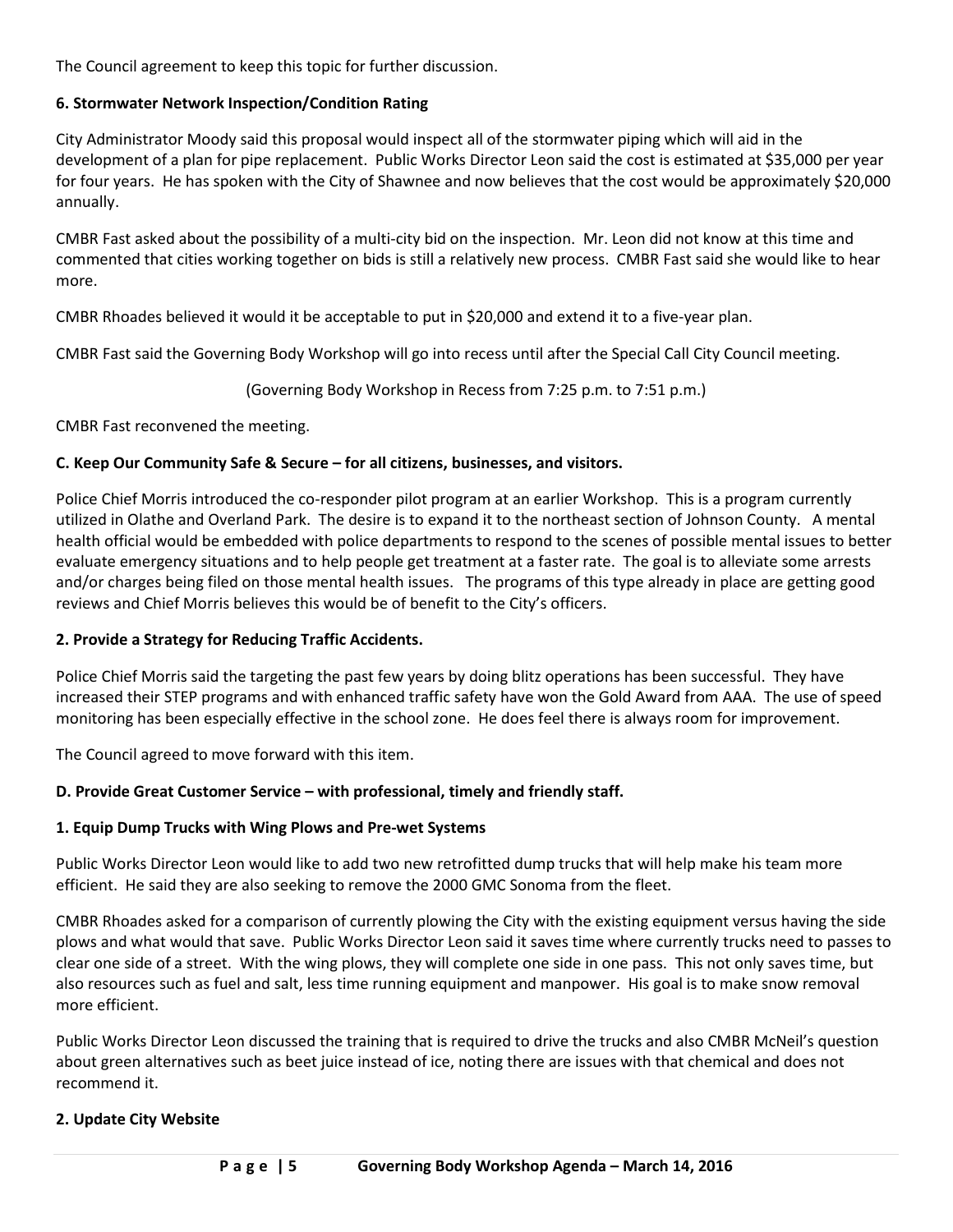The Council agreement to keep this topic for further discussion.

**6. Stormwater Network Inspection/Condition Rating**

City Administrator Moody said this proposal would inspect all of the stormwater piping which will aid in the development of a plan for pipe replacement. Public Works Director Leon said the cost is estimated at $35,000 per year for four years. He has spoken with the City of Shawnee and now believes that the cost would be approximately $20,000 annually.

CMBR Fast asked about the possibility of a multi-city bid on the inspection. Mr. Leon did not know at this time and commented that cities working together on bids is still a relatively new process. CMBR Fast said she would like to hear more.

CMBR Rhoades believed it would it be acceptable to put in $20,000 and extend it to a five-year plan.

CMBR Fast said the Governing Body Workshop will go into recess until after the Special Call City Council meeting.

(Governing Body Workshop in Recess from 7:25 p.m. to 7:51 p.m.)

CMBR Fast reconvened the meeting.

**C. Keep Our Community Safe & Secure – for all citizens, businesses, and visitors.**

Police Chief Morris introduced the co-responder pilot program at an earlier Workshop. This is a program currently utilized in Olathe and Overland Park. The desire is to expand it to the northeast section of Johnson County. A mental health official would be embedded with police departments to respond to the scenes of possible mental issues to better evaluate emergency situations and to help people get treatment at a faster rate. The goal is to alleviate some arrests and/or charges being filed on those mental health issues. The programs of this type already in place are getting good reviews and Chief Morris believes this would be of benefit to the City's officers.

**2. Provide a Strategy for Reducing Traffic Accidents.**

Police Chief Morris said the targeting the past few years by doing blitz operations has been successful. They have increased their STEP programs and with enhanced traffic safety have won the Gold Award from AAA. The use of speed monitoring has been especially effective in the school zone. He does feel there is always room for improvement.

The Council agreed to move forward with this item.

**D. Provide Great Customer Service – with professional, timely and friendly staff.**

**1. Equip Dump Trucks with Wing Plows and Pre-wet Systems**

Public Works Director Leon would like to add two new retrofitted dump trucks that will help make his team more efficient. He said they are also seeking to remove the 2000 GMC Sonoma from the fleet.

CMBR Rhoades asked for a comparison of currently plowing the City with the existing equipment versus having the side plows and what would that save. Public Works Director Leon said it saves time where currently trucks need to passes to clear one side of a street. With the wing plows, they will complete one side in one pass. This not only saves time, but also resources such as fuel and salt, less time running equipment and manpower. His goal is to make snow removal more efficient.

Public Works Director Leon discussed the training that is required to drive the trucks and also CMBR McNeil's question about green alternatives such as beet juice instead of ice, noting there are issues with that chemical and does not recommend it.

**2. Update City Website**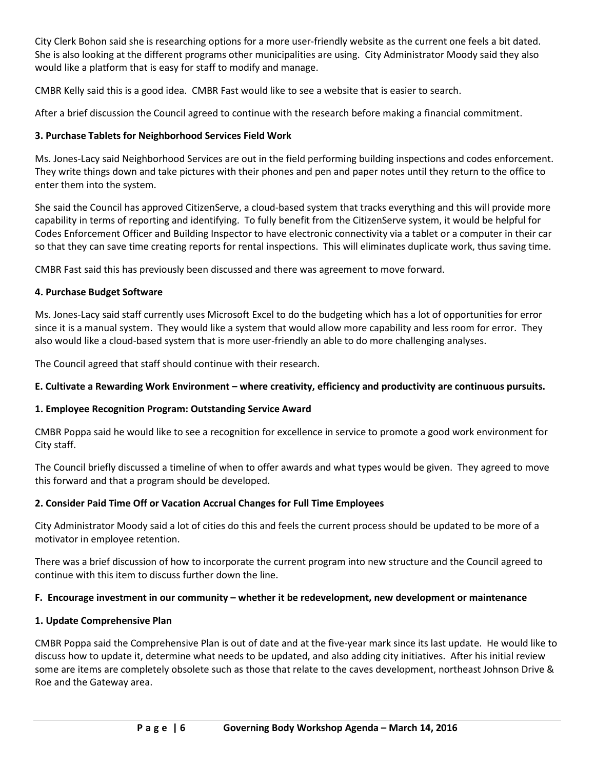City Clerk Bohon said she is researching options for a more user-friendly website as the current one feels a bit dated. She is also looking at the different programs other municipalities are using. City Administrator Moody said they also would like a platform that is easy for staff to modify and manage.

CMBR Kelly said this is a good idea. CMBR Fast would like to see a website that is easier to search.

After a brief discussion the Council agreed to continue with the research before making a financial commitment.

**3. Purchase Tablets for Neighborhood Services Field Work**

Ms. Jones-Lacy said Neighborhood Services are out in the field performing building inspections and codes enforcement. They write things down and take pictures with their phones and pen and paper notes until they return to the office to enter them into the system.

She said the Council has approved CitizenServe, a cloud-based system that tracks everything and this will provide more capability in terms of reporting and identifying. To fully benefit from the CitizenServe system, it would be helpful for Codes Enforcement Officer and Building Inspector to have electronic connectivity via a tablet or a computer in their car so that they can save time creating reports for rental inspections. This will eliminates duplicate work, thus saving time.

CMBR Fast said this has previously been discussed and there was agreement to move forward.

**4. Purchase Budget Software**

Ms. Jones-Lacy said staff currently uses Microsoft Excel to do the budgeting which has a lot of opportunities for error since it is a manual system. They would like a system that would allow more capability and less room for error. They also would like a cloud-based system that is more user-friendly an able to do more challenging analyses.

The Council agreed that staff should continue with their research.

**E. Cultivate a Rewarding Work Environment – where creativity, efficiency and productivity are continuous pursuits.**

**1. Employee Recognition Program: Outstanding Service Award**

CMBR Poppa said he would like to see a recognition for excellence in service to promote a good work environment for City staff.

The Council briefly discussed a timeline of when to offer awards and what types would be given. They agreed to move this forward and that a program should be developed.

**2. Consider Paid Time Off or Vacation Accrual Changes for Full Time Employees**

City Administrator Moody said a lot of cities do this and feels the current process should be updated to be more of a motivator in employee retention.

There was a brief discussion of how to incorporate the current program into new structure and the Council agreed to continue with this item to discuss further down the line.

**F. Encourage investment in our community – whether it be redevelopment, new development or maintenance**

**1. Update Comprehensive Plan**

CMBR Poppa said the Comprehensive Plan is out of date and at the five-year mark since its last update. He would like to discuss how to update it, determine what needs to be updated, and also adding city initiatives. After his initial review some are items are completely obsolete such as those that relate to the caves development, northeast Johnson Drive & Roe and the Gateway area.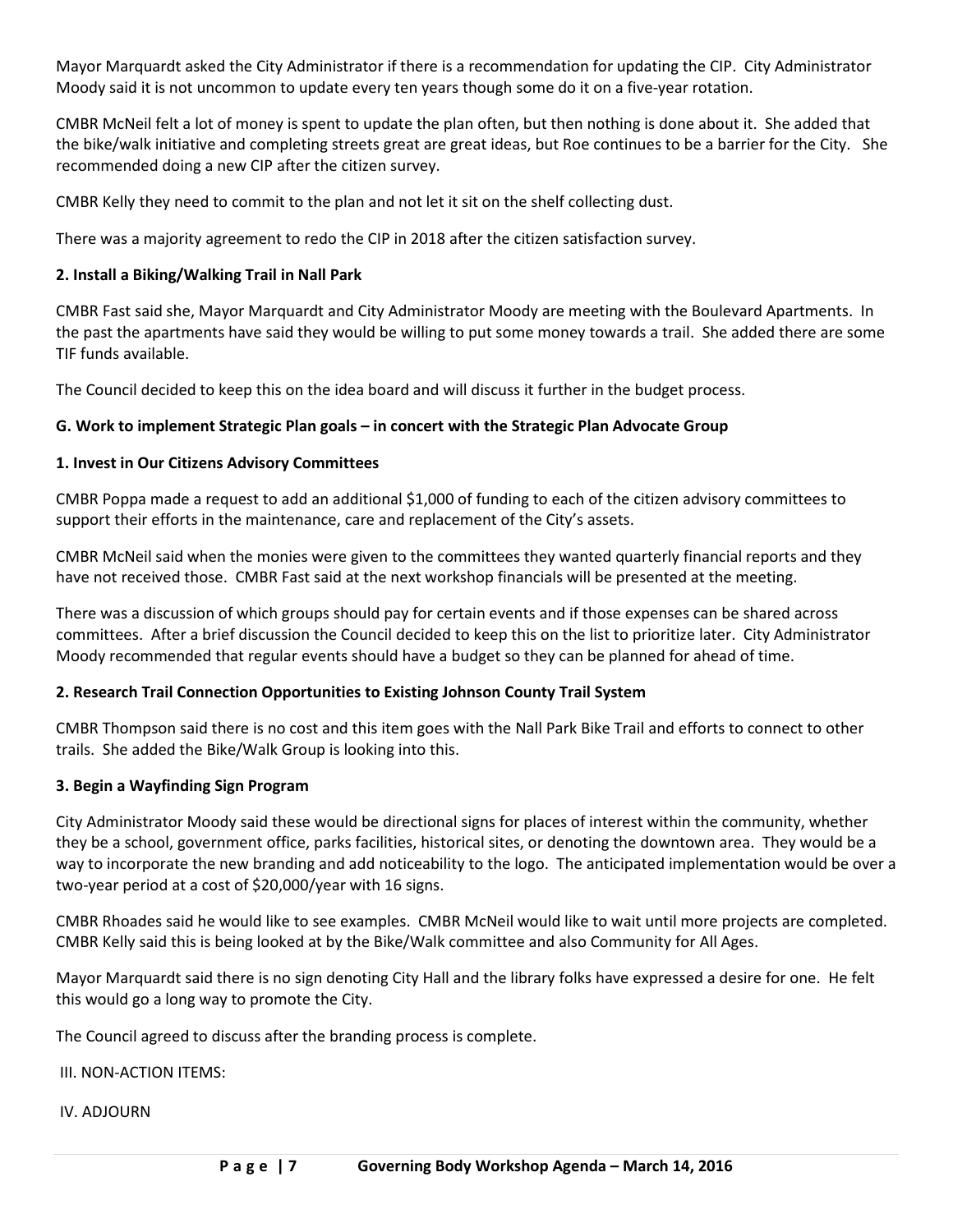Mayor Marquardt asked the City Administrator if there is a recommendation for updating the CIP. City Administrator Moody said it is not uncommon to update every ten years though some do it on a five-year rotation.

CMBR McNeil felt a lot of money is spent to update the plan often, but then nothing is done about it. She added that the bike/walk initiative and completing streets great are great ideas, but Roe continues to be a barrier for the City. She recommended doing a new CIP after the citizen survey.

CMBR Kelly they need to commit to the plan and not let it sit on the shelf collecting dust.

There was a majority agreement to redo the CIP in 2018 after the citizen satisfaction survey.

**2. Install a Biking/Walking Trail in Nall Park**

CMBR Fast said she, Mayor Marquardt and City Administrator Moody are meeting with the Boulevard Apartments. In the past the apartments have said they would be willing to put some money towards a trail. She added there are some TIF funds available.

The Council decided to keep this on the idea board and will discuss it further in the budget process.

**G. Work to implement Strategic Plan goals – in concert with the Strategic Plan Advocate Group**

**1. Invest in Our Citizens Advisory Committees**

CMBR Poppa made a request to add an additional $1,000 of funding to each of the citizen advisory committees to support their efforts in the maintenance, care and replacement of the City's assets.

CMBR McNeil said when the monies were given to the committees they wanted quarterly financial reports and they have not received those. CMBR Fast said at the next workshop financials will be presented at the meeting.

There was a discussion of which groups should pay for certain events and if those expenses can be shared across committees. After a brief discussion the Council decided to keep this on the list to prioritize later. City Administrator Moody recommended that regular events should have a budget so they can be planned for ahead of time.

**2. Research Trail Connection Opportunities to Existing Johnson County Trail System**

CMBR Thompson said there is no cost and this item goes with the Nall Park Bike Trail and efforts to connect to other trails. She added the Bike/Walk Group is looking into this.

**3. Begin a Wayfinding Sign Program**

City Administrator Moody said these would be directional signs for places of interest within the community, whether they be a school, government office, parks facilities, historical sites, or denoting the downtown area. They would be a way to incorporate the new branding and add noticeability to the logo. The anticipated implementation would be over a two-year period at a cost of $20,000/year with 16 signs.

CMBR Rhoades said he would like to see examples. CMBR McNeil would like to wait until more projects are completed. CMBR Kelly said this is being looked at by the Bike/Walk committee and also Community for All Ages.

Mayor Marquardt said there is no sign denoting City Hall and the library folks have expressed a desire for one. He felt this would go a long way to promote the City.

The Council agreed to discuss after the branding process is complete.

III. NON-ACTION ITEMS:

IV. ADJOURN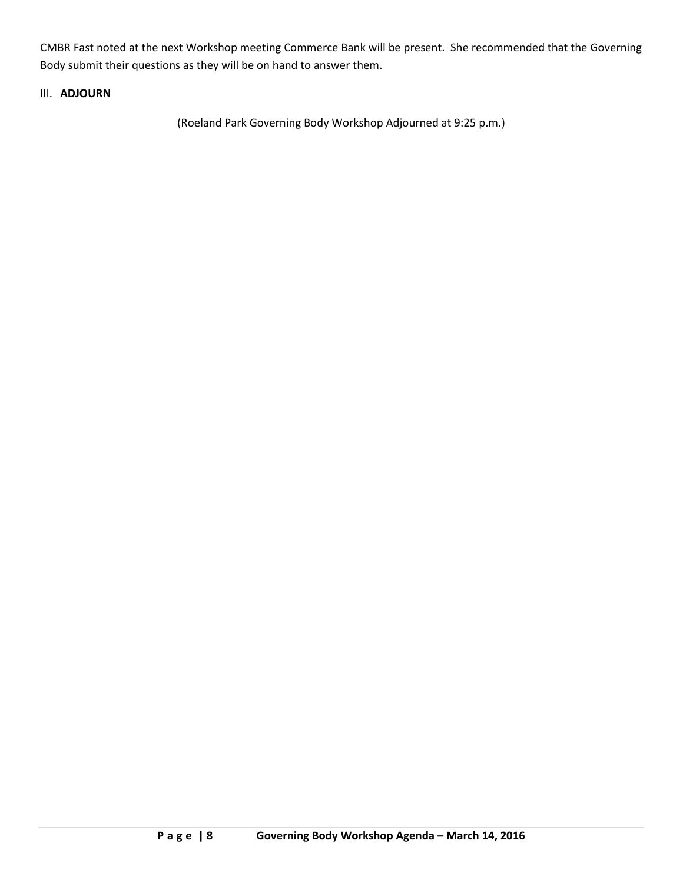CMBR Fast noted at the next Workshop meeting Commerce Bank will be present. She recommended that the Governing Body submit their questions as they will be on hand to answer them.

III. **ADJOURN**

(Roeland Park Governing Body Workshop Adjourned at 9:25 p.m.)